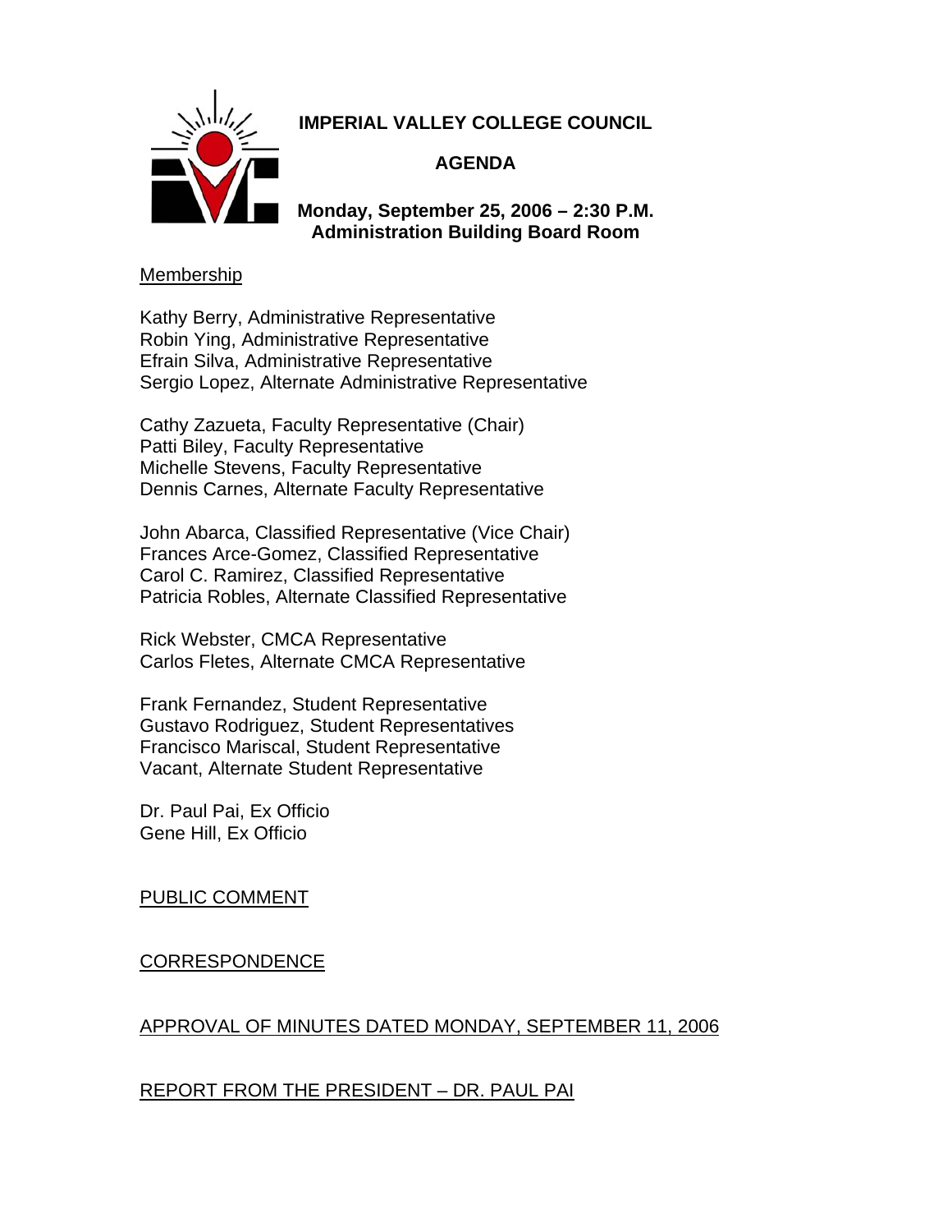# IMPERIAL VALLEY COLLEGE COUNCIL

## AGENDA

**Monday, September 25, 2006 – 2:30 P.M.**
**Administration Building Board Room**

Membership

Kathy Berry, Administrative Representative
Robin Ying, Administrative Representative
Efrain Silva, Administrative Representative
Sergio Lopez, Alternate Administrative Representative

Cathy Zazueta, Faculty Representative (Chair)
Patti Biley, Faculty Representative
Michelle Stevens, Faculty Representative
Dennis Carnes, Alternate Faculty Representative

John Abarca, Classified Representative (Vice Chair)
Frances Arce-Gomez, Classified Representative
Carol C. Ramirez, Classified Representative
Patricia Robles, Alternate Classified Representative

Rick Webster, CMCA Representative
Carlos Fletes, Alternate CMCA Representative

Frank Fernandez, Student Representative
Gustavo Rodriguez, Student Representatives
Francisco Mariscal, Student Representative
Vacant, Alternate Student Representative

Dr. Paul Pai, Ex Officio
Gene Hill, Ex Officio

PUBLIC COMMENT

CORRESPONDENCE

APPROVAL OF MINUTES DATED MONDAY, SEPTEMBER 11, 2006

REPORT FROM THE PRESIDENT – DR. PAUL PAI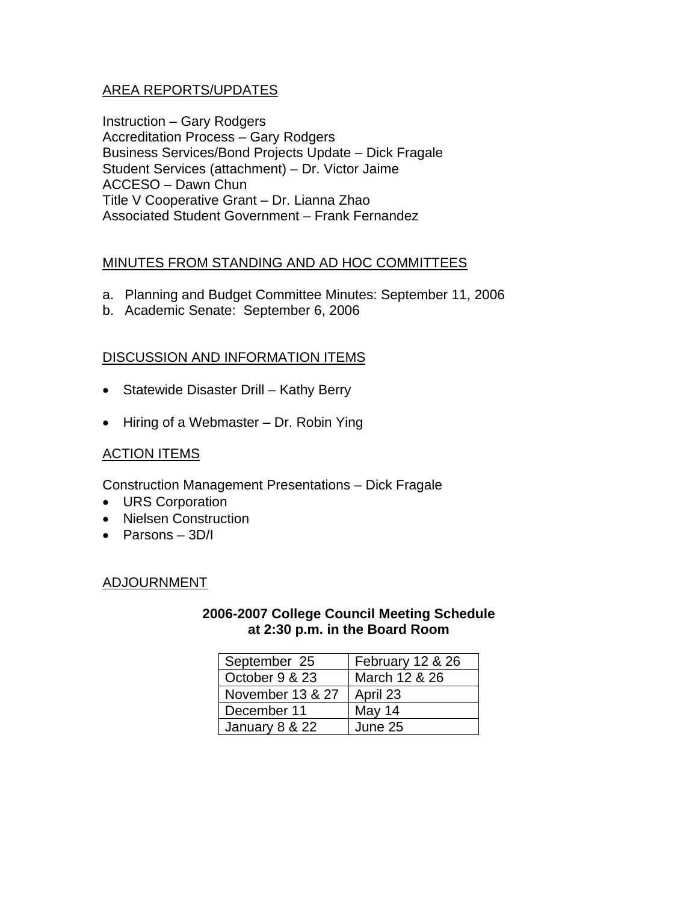AREA REPORTS/UPDATES

Instruction – Gary Rodgers
Accreditation Process – Gary Rodgers
Business Services/Bond Projects Update – Dick Fragale
Student Services (attachment) – Dr. Victor Jaime
ACCESO – Dawn Chun
Title V Cooperative Grant – Dr. Lianna Zhao
Associated Student Government – Frank Fernandez

MINUTES FROM STANDING AND AD HOC COMMITTEES

a. Planning and Budget Committee Minutes: September 11, 2006
b. Academic Senate: September 6, 2006

DISCUSSION AND INFORMATION ITEMS

- Statewide Disaster Drill – Kathy Berry
- Hiring of a Webmaster – Dr. Robin Ying

ACTION ITEMS

Construction Management Presentations – Dick Fragale

- URS Corporation
- Nielsen Construction
- Parsons – 3D/I

ADJOURNMENT

**2006-2007 College Council Meeting Schedule at 2:30 p.m. in the Board Room**

| | |
|---|---|
| September 25 | February 12 & 26 |
| October 9 & 23 | March 12 & 26 |
| November 13 & 27 | April 23 |
| December 11 | May 14 |
| January 8 & 22 | June 25 |